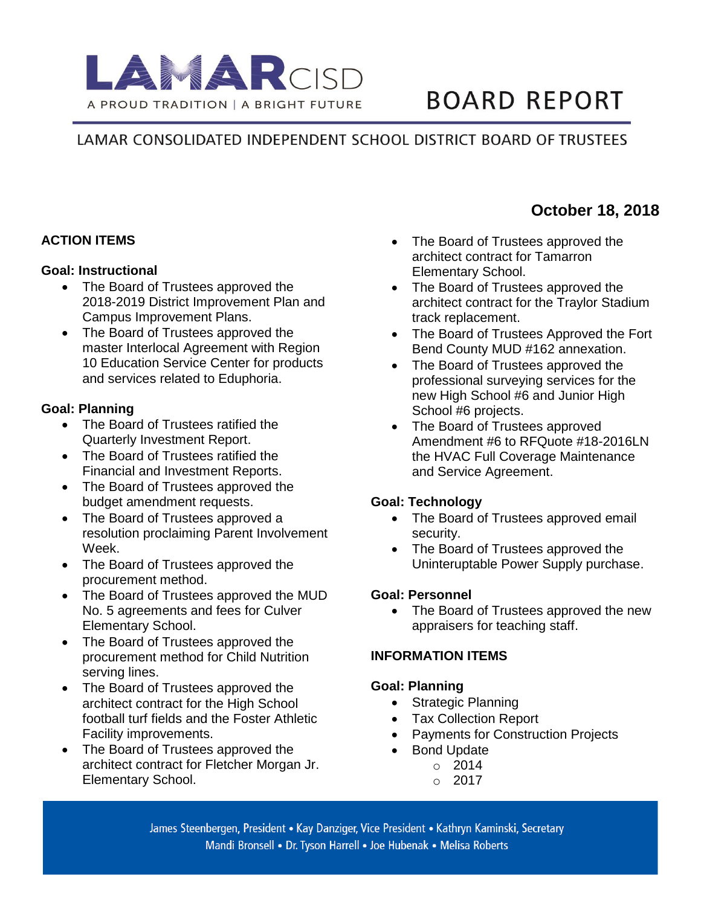# LAMAR CISD

A PROUD TRADITION | A BRIGHT FUTURE

# BOARD REPORT

## LAMAR CONSOLIDATED INDEPENDENT SCHOOL DISTRICT BOARD OF TRUSTEES

**October 18, 2018**

### ACTION ITEMS

**Goal: Instructional**

- The Board of Trustees approved the 2018-2019 District Improvement Plan and Campus Improvement Plans.
- The Board of Trustees approved the master Interlocal Agreement with Region 10 Education Service Center for products and services related to Eduphoria.

**Goal: Planning**

- The Board of Trustees ratified the Quarterly Investment Report.
- The Board of Trustees ratified the Financial and Investment Reports.
- The Board of Trustees approved the budget amendment requests.
- The Board of Trustees approved a resolution proclaiming Parent Involvement Week.
- The Board of Trustees approved the procurement method.
- The Board of Trustees approved the MUD No. 5 agreements and fees for Culver Elementary School.
- The Board of Trustees approved the procurement method for Child Nutrition serving lines.
- The Board of Trustees approved the architect contract for the High School football turf fields and the Foster Athletic Facility improvements.
- The Board of Trustees approved the architect contract for Fletcher Morgan Jr. Elementary School.
- The Board of Trustees approved the architect contract for Tamarron Elementary School.
- The Board of Trustees approved the architect contract for the Traylor Stadium track replacement.
- The Board of Trustees Approved the Fort Bend County MUD #162 annexation.
- The Board of Trustees approved the professional surveying services for the new High School #6 and Junior High School #6 projects.
- The Board of Trustees approved Amendment #6 to RFQuote #18-2016LN the HVAC Full Coverage Maintenance and Service Agreement.

**Goal: Technology**

- The Board of Trustees approved email security.
- The Board of Trustees approved the Uninteruptable Power Supply purchase.

**Goal: Personnel**

- The Board of Trustees approved the new appraisers for teaching staff.

### INFORMATION ITEMS

**Goal: Planning**

- Strategic Planning
- Tax Collection Report
- Payments for Construction Projects
- Bond Update
  - 2014
  - 2017

James Steenbergen, President • Kay Danziger, Vice President • Kathryn Kaminski, Secretary
Mandi Bronsell • Dr. Tyson Harrell • Joe Hubenak • Melisa Roberts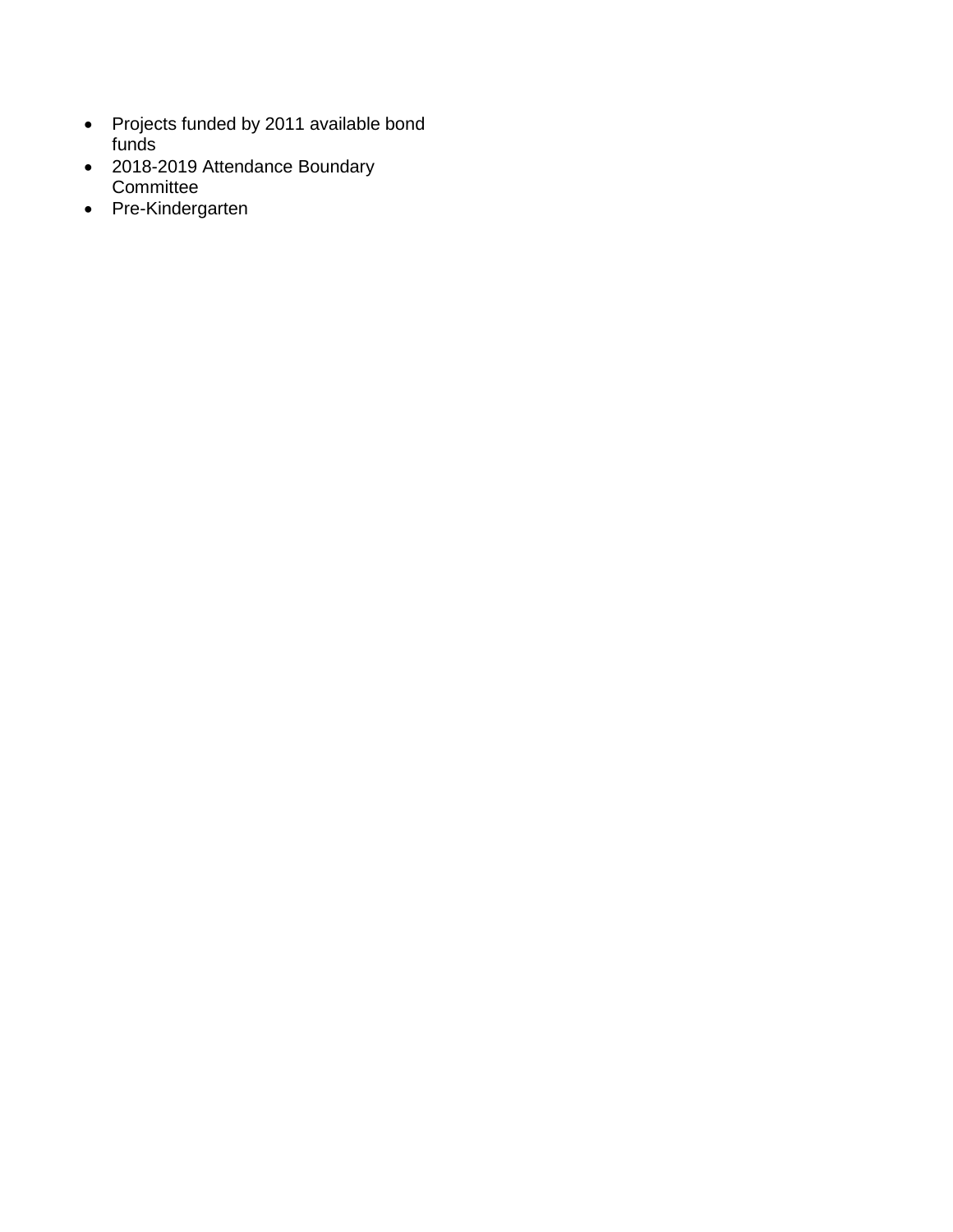- Projects funded by 2011 available bond funds
- 2018-2019 Attendance Boundary Committee
- Pre-Kindergarten